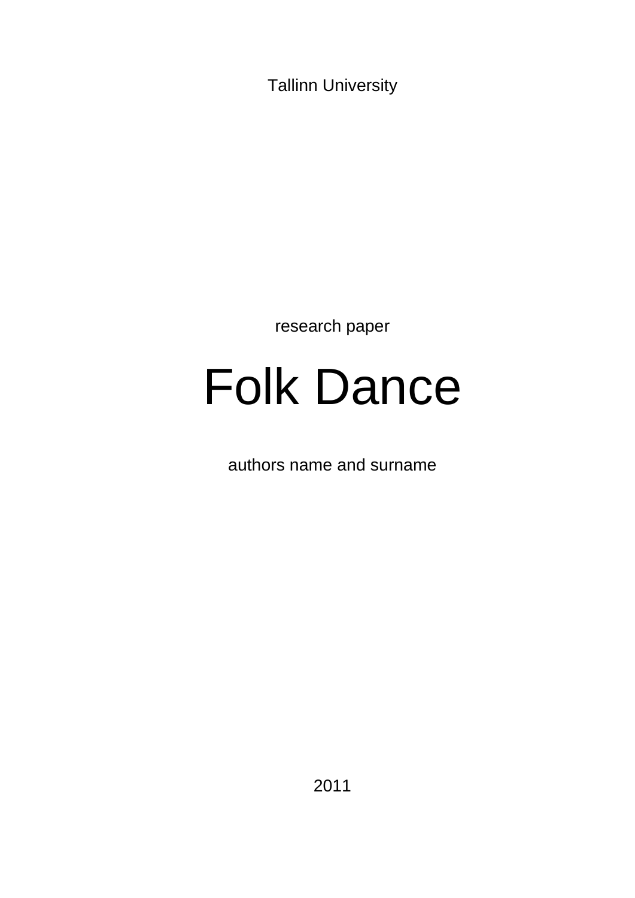Tallinn University

research paper

# Folk Dance

authors name and surname

2011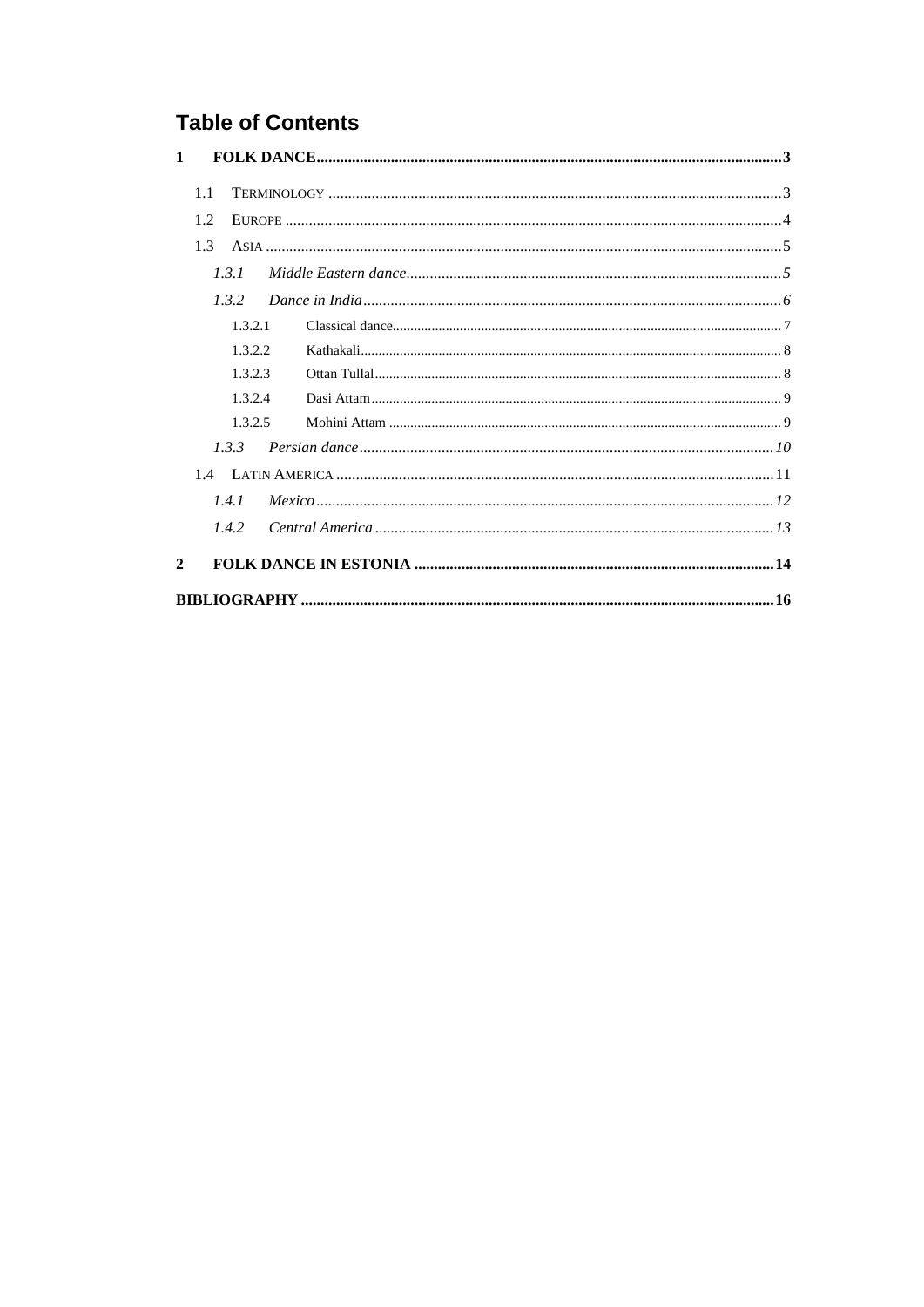# Table of Contents

**1 FOLK DANCE** ..... **3**

- 1.1 TERMINOLOGY ..... 3
- 1.2 EUROPE ..... 4
- 1.3 ASIA ..... 5
  - *1.3.1 Middle Eastern dance* ..... *5*
  - *1.3.2 Dance in India* ..... *6*
    - 1.3.2.1 Classical dance ..... 7
    - 1.3.2.2 Kathakali ..... 8
    - 1.3.2.3 Ottan Tullal ..... 8
    - 1.3.2.4 Dasi Attam ..... 9
    - 1.3.2.5 Mohini Attam ..... 9
  - *1.3.3 Persian dance* ..... *10*
- 1.4 LATIN AMERICA ..... 11
  - *1.4.1 Mexico* ..... *12*
  - *1.4.2 Central America* ..... *13*

**2 FOLK DANCE IN ESTONIA** ..... **14**

**BIBLIOGRAPHY** ..... **16**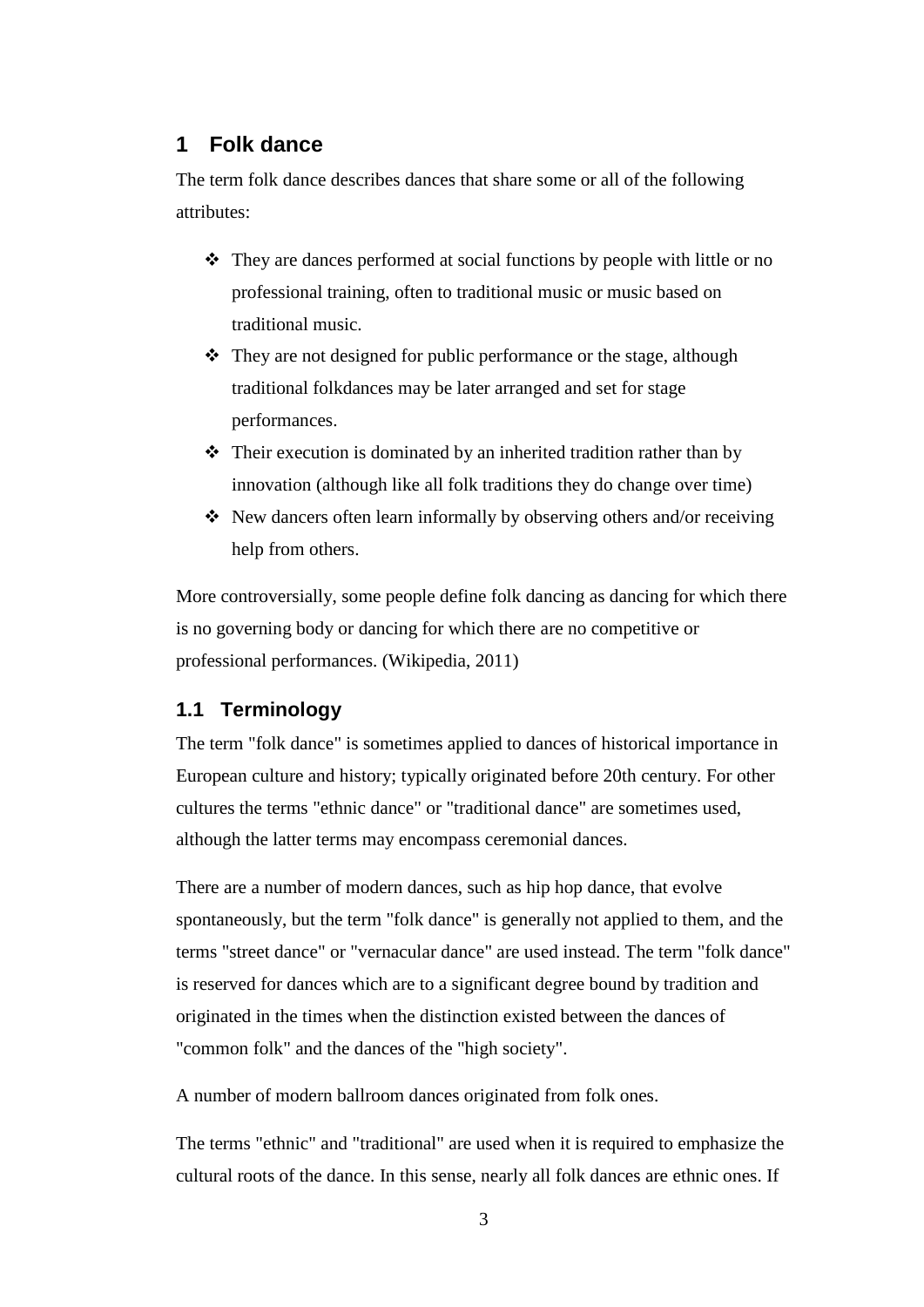# 1 Folk dance

The term folk dance describes dances that share some or all of the following attributes:

- They are dances performed at social functions by people with little or no professional training, often to traditional music or music based on traditional music.
- They are not designed for public performance or the stage, although traditional folkdances may be later arranged and set for stage performances.
- Their execution is dominated by an inherited tradition rather than by innovation (although like all folk traditions they do change over time)
- New dancers often learn informally by observing others and/or receiving help from others.

More controversially, some people define folk dancing as dancing for which there is no governing body or dancing for which there are no competitive or professional performances. (Wikipedia, 2011)

## 1.1 Terminology

The term "folk dance" is sometimes applied to dances of historical importance in European culture and history; typically originated before 20th century. For other cultures the terms "ethnic dance" or "traditional dance" are sometimes used, although the latter terms may encompass ceremonial dances.

There are a number of modern dances, such as hip hop dance, that evolve spontaneously, but the term "folk dance" is generally not applied to them, and the terms "street dance" or "vernacular dance" are used instead. The term "folk dance" is reserved for dances which are to a significant degree bound by tradition and originated in the times when the distinction existed between the dances of "common folk" and the dances of the "high society".

A number of modern ballroom dances originated from folk ones.

The terms "ethnic" and "traditional" are used when it is required to emphasize the cultural roots of the dance. In this sense, nearly all folk dances are ethnic ones. If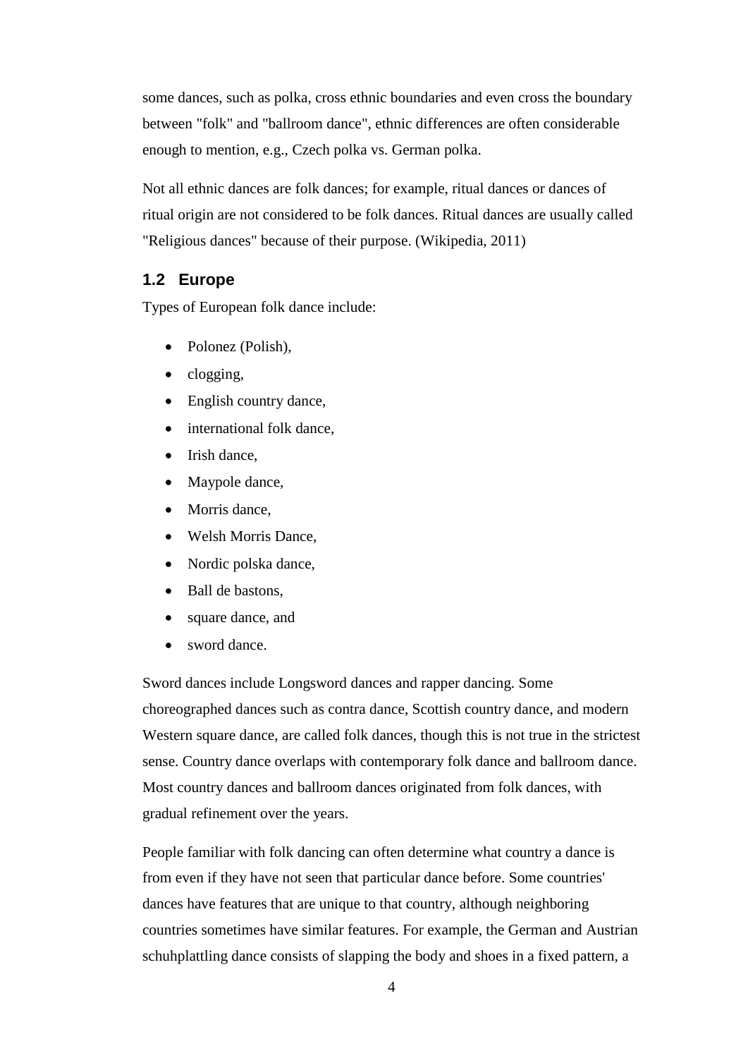some dances, such as polka, cross ethnic boundaries and even cross the boundary between "folk" and "ballroom dance", ethnic differences are often considerable enough to mention, e.g., Czech polka vs. German polka.

Not all ethnic dances are folk dances; for example, ritual dances or dances of ritual origin are not considered to be folk dances. Ritual dances are usually called "Religious dances" because of their purpose. (Wikipedia, 2011)

### 1.2 Europe

Types of European folk dance include:

- Polonez (Polish),
- clogging,
- English country dance,
- international folk dance,
- Irish dance,
- Maypole dance,
- Morris dance,
- Welsh Morris Dance,
- Nordic polska dance,
- Ball de bastons,
- square dance, and
- sword dance.

Sword dances include Longsword dances and rapper dancing. Some choreographed dances such as contra dance, Scottish country dance, and modern Western square dance, are called folk dances, though this is not true in the strictest sense. Country dance overlaps with contemporary folk dance and ballroom dance. Most country dances and ballroom dances originated from folk dances, with gradual refinement over the years.

People familiar with folk dancing can often determine what country a dance is from even if they have not seen that particular dance before. Some countries' dances have features that are unique to that country, although neighboring countries sometimes have similar features. For example, the German and Austrian schuhplattling dance consists of slapping the body and shoes in a fixed pattern, a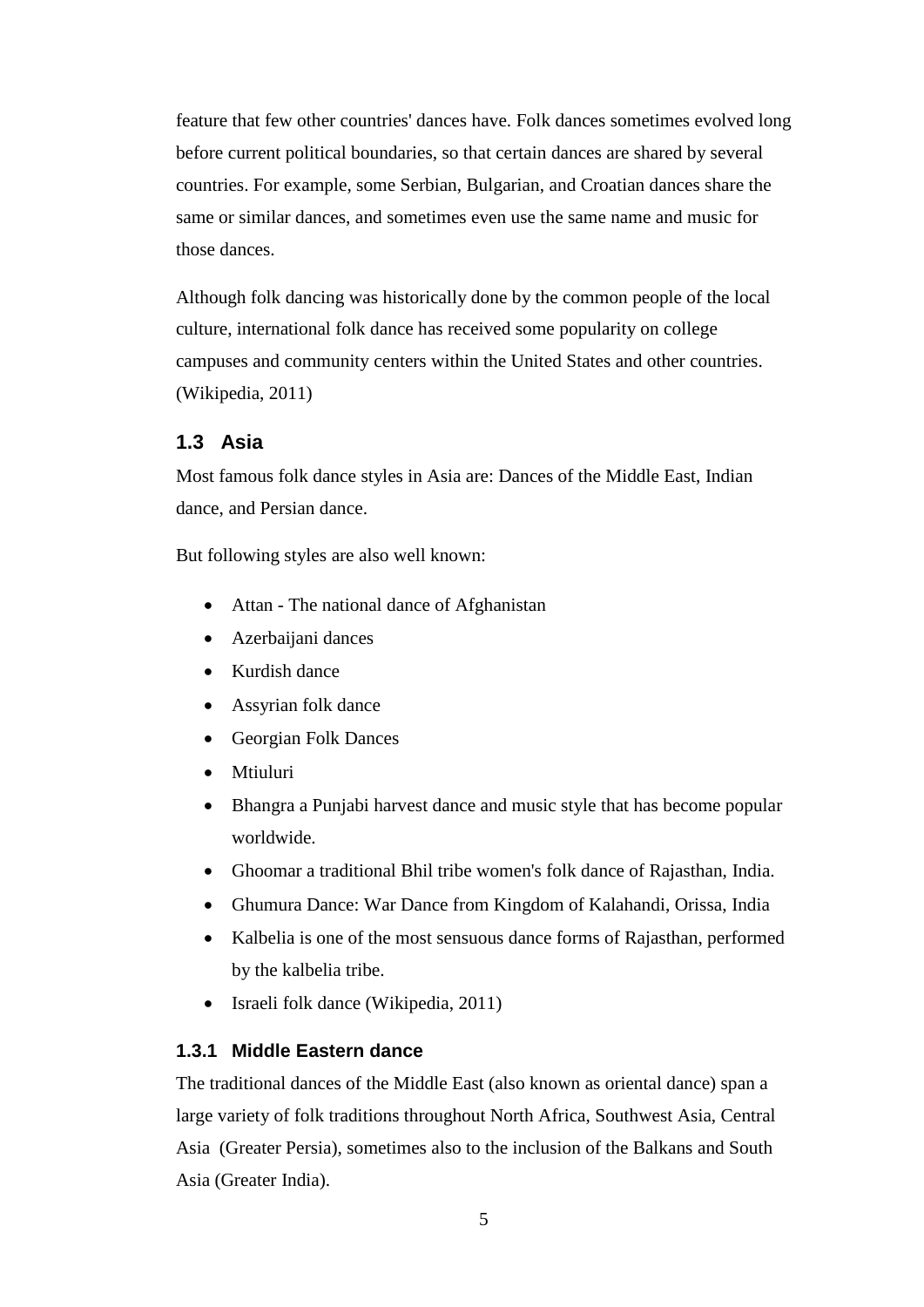feature that few other countries' dances have. Folk dances sometimes evolved long before current political boundaries, so that certain dances are shared by several countries. For example, some Serbian, Bulgarian, and Croatian dances share the same or similar dances, and sometimes even use the same name and music for those dances.

Although folk dancing was historically done by the common people of the local culture, international folk dance has received some popularity on college campuses and community centers within the United States and other countries. (Wikipedia, 2011)

## 1.3 Asia

Most famous folk dance styles in Asia are: Dances of the Middle East, Indian dance, and Persian dance.

But following styles are also well known:

- Attan - The national dance of Afghanistan
- Azerbaijani dances
- Kurdish dance
- Assyrian folk dance
- Georgian Folk Dances
- Mtiuluri
- Bhangra a Punjabi harvest dance and music style that has become popular worldwide.
- Ghoomar a traditional Bhil tribe women's folk dance of Rajasthan, India.
- Ghumura Dance: War Dance from Kingdom of Kalahandi, Orissa, India
- Kalbelia is one of the most sensuous dance forms of Rajasthan, performed by the kalbelia tribe.
- Israeli folk dance (Wikipedia, 2011)

### 1.3.1 Middle Eastern dance

The traditional dances of the Middle East (also known as oriental dance) span a large variety of folk traditions throughout North Africa, Southwest Asia, Central Asia (Greater Persia), sometimes also to the inclusion of the Balkans and South Asia (Greater India).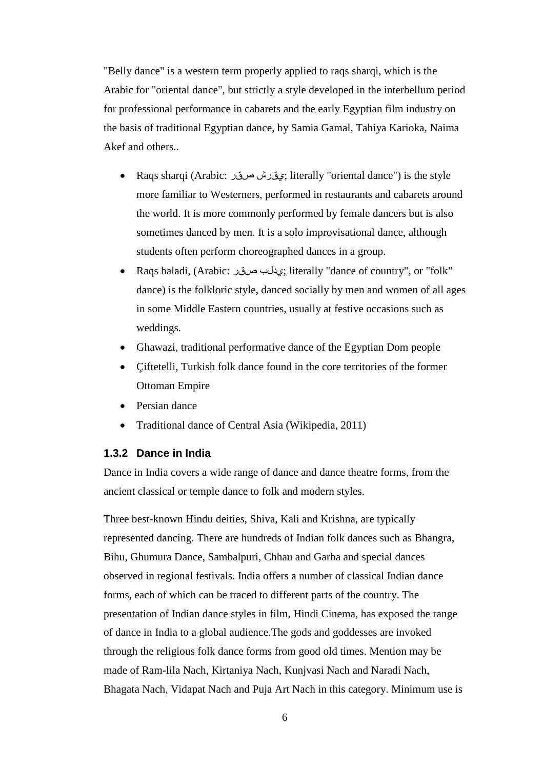"Belly dance" is a western term properly applied to raqs sharqi, which is the Arabic for "oriental dance", but strictly a style developed in the interbellum period for professional performance in cabarets and the early Egyptian film industry on the basis of traditional Egyptian dance, by Samia Gamal, Tahiya Karioka, Naima Akef and others..

- Raqs sharqi (Arabic: رقص شرقي; literally "oriental dance") is the style more familiar to Westerners, performed in restaurants and cabarets around the world. It is more commonly performed by female dancers but is also sometimes danced by men. It is a solo improvisational dance, although students often perform choreographed dances in a group.
- Raqs baladi, (Arabic: رقص بلدي; literally "dance of country", or "folk" dance) is the folkloric style, danced socially by men and women of all ages in some Middle Eastern countries, usually at festive occasions such as weddings.
- Ghawazi, traditional performative dance of the Egyptian Dom people
- Çiftetelli, Turkish folk dance found in the core territories of the former Ottoman Empire
- Persian dance
- Traditional dance of Central Asia (Wikipedia, 2011)

### 1.3.2 Dance in India

Dance in India covers a wide range of dance and dance theatre forms, from the ancient classical or temple dance to folk and modern styles.

Three best-known Hindu deities, Shiva, Kali and Krishna, are typically represented dancing. There are hundreds of Indian folk dances such as Bhangra, Bihu, Ghumura Dance, Sambalpuri, Chhau and Garba and special dances observed in regional festivals. India offers a number of classical Indian dance forms, each of which can be traced to different parts of the country. The presentation of Indian dance styles in film, Hindi Cinema, has exposed the range of dance in India to a global audience.The gods and goddesses are invoked through the religious folk dance forms from good old times. Mention may be made of Ram-lila Nach, Kirtaniya Nach, Kunjvasi Nach and Naradi Nach, Bhagata Nach, Vidapat Nach and Puja Art Nach in this category. Minimum use is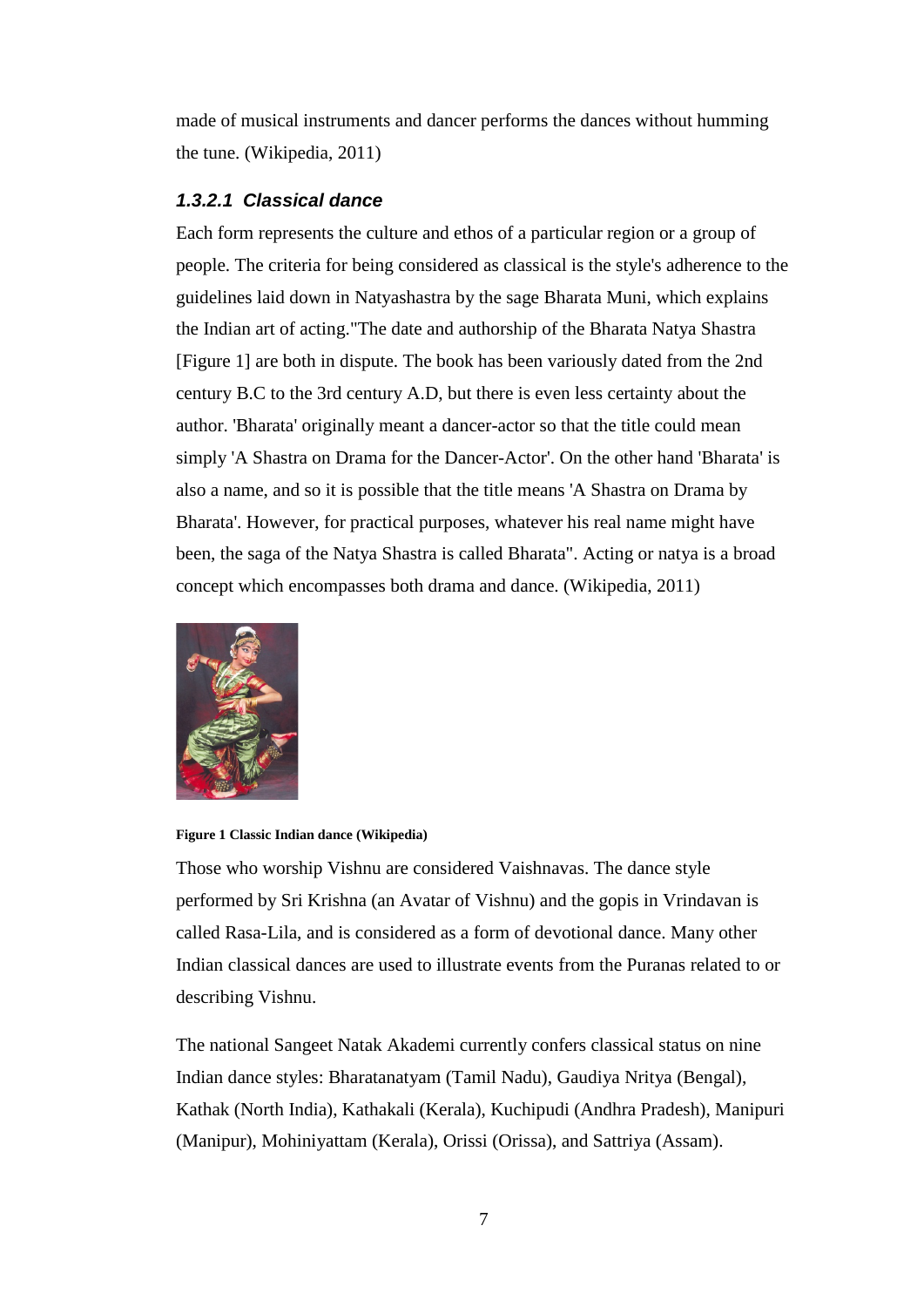made of musical instruments and dancer performs the dances without humming the tune. (Wikipedia, 2011)

#### *1.3.2.1 Classical dance*

Each form represents the culture and ethos of a particular region or a group of people. The criteria for being considered as classical is the style's adherence to the guidelines laid down in Natyashastra by the sage Bharata Muni, which explains the Indian art of acting."The date and authorship of the Bharata Natya Shastra [Figure 1] are both in dispute. The book has been variously dated from the 2nd century B.C to the 3rd century A.D, but there is even less certainty about the author. 'Bharata' originally meant a dancer-actor so that the title could mean simply 'A Shastra on Drama for the Dancer-Actor'. On the other hand 'Bharata' is also a name, and so it is possible that the title means 'A Shastra on Drama by Bharata'. However, for practical purposes, whatever his real name might have been, the saga of the Natya Shastra is called Bharata". Acting or natya is a broad concept which encompasses both drama and dance. (Wikipedia, 2011)

**Figure 1 Classic Indian dance (Wikipedia)**

Those who worship Vishnu are considered Vaishnavas. The dance style performed by Sri Krishna (an Avatar of Vishnu) and the gopis in Vrindavan is called Rasa-Lila, and is considered as a form of devotional dance. Many other Indian classical dances are used to illustrate events from the Puranas related to or describing Vishnu.

The national Sangeet Natak Akademi currently confers classical status on nine Indian dance styles: Bharatanatyam (Tamil Nadu), Gaudiya Nritya (Bengal), Kathak (North India), Kathakali (Kerala), Kuchipudi (Andhra Pradesh), Manipuri (Manipur), Mohiniyattam (Kerala), Orissi (Orissa), and Sattriya (Assam).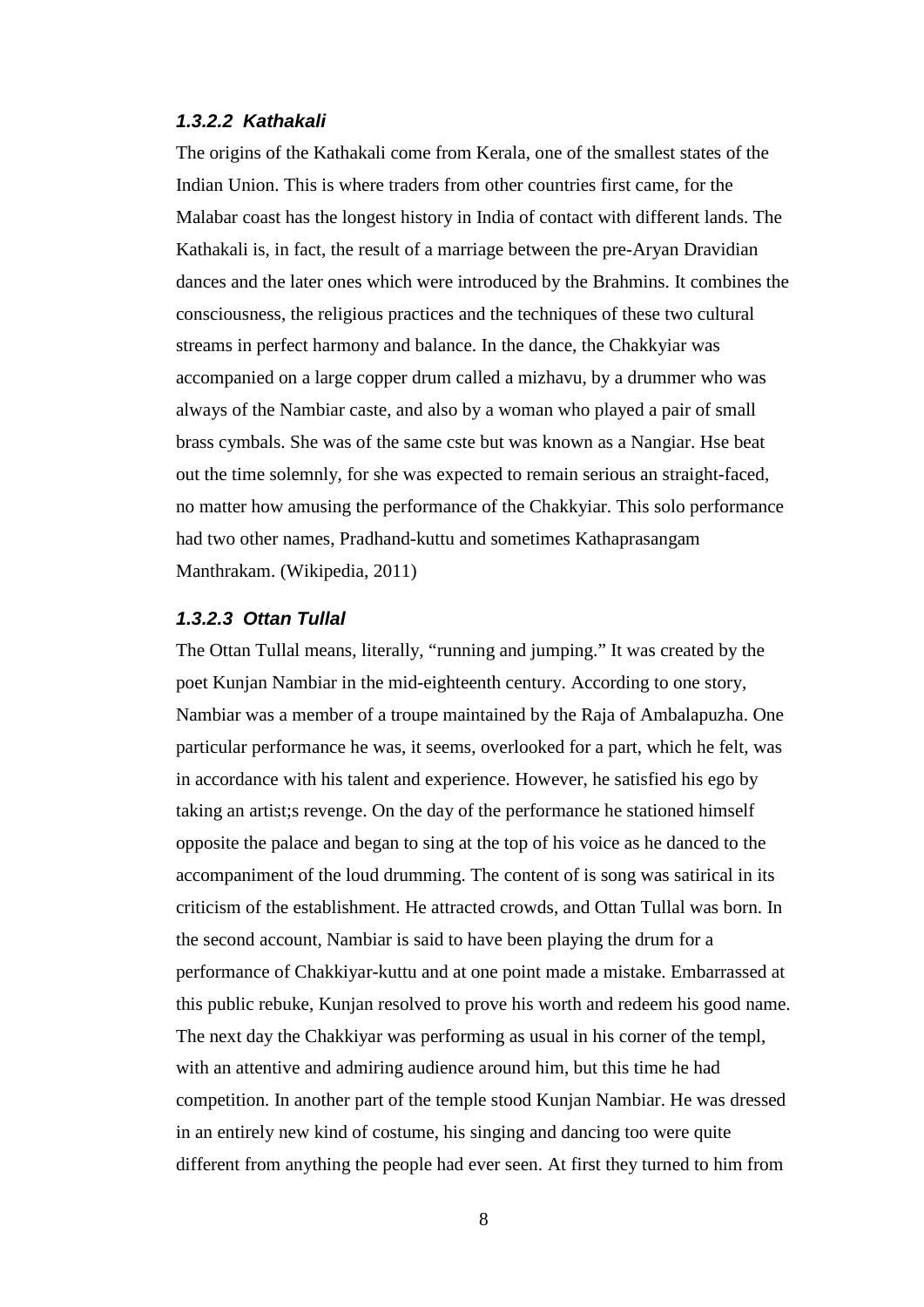### 1.3.2.2 Kathakali

The origins of the Kathakali come from Kerala, one of the smallest states of the Indian Union. This is where traders from other countries first came, for the Malabar coast has the longest history in India of contact with different lands. The Kathakali is, in fact, the result of a marriage between the pre-Aryan Dravidian dances and the later ones which were introduced by the Brahmins. It combines the consciousness, the religious practices and the techniques of these two cultural streams in perfect harmony and balance. In the dance, the Chakkyiar was accompanied on a large copper drum called a mizhavu, by a drummer who was always of the Nambiar caste, and also by a woman who played a pair of small brass cymbals. She was of the same cste but was known as a Nangiar. Hse beat out the time solemnly, for she was expected to remain serious an straight-faced, no matter how amusing the performance of the Chakkyiar. This solo performance had two other names, Pradhand-kuttu and sometimes Kathaprasangam Manthrakam. (Wikipedia, 2011)

### 1.3.2.3 Ottan Tullal

The Ottan Tullal means, literally, "running and jumping." It was created by the poet Kunjan Nambiar in the mid-eighteenth century. According to one story, Nambiar was a member of a troupe maintained by the Raja of Ambalapuzha. One particular performance he was, it seems, overlooked for a part, which he felt, was in accordance with his talent and experience. However, he satisfied his ego by taking an artist;s revenge. On the day of the performance he stationed himself opposite the palace and began to sing at the top of his voice as he danced to the accompaniment of the loud drumming. The content of is song was satirical in its criticism of the establishment. He attracted crowds, and Ottan Tullal was born. In the second account, Nambiar is said to have been playing the drum for a performance of Chakkiyar-kuttu and at one point made a mistake. Embarrassed at this public rebuke, Kunjan resolved to prove his worth and redeem his good name. The next day the Chakkiyar was performing as usual in his corner of the templ, with an attentive and admiring audience around him, but this time he had competition. In another part of the temple stood Kunjan Nambiar. He was dressed in an entirely new kind of costume, his singing and dancing too were quite different from anything the people had ever seen. At first they turned to him from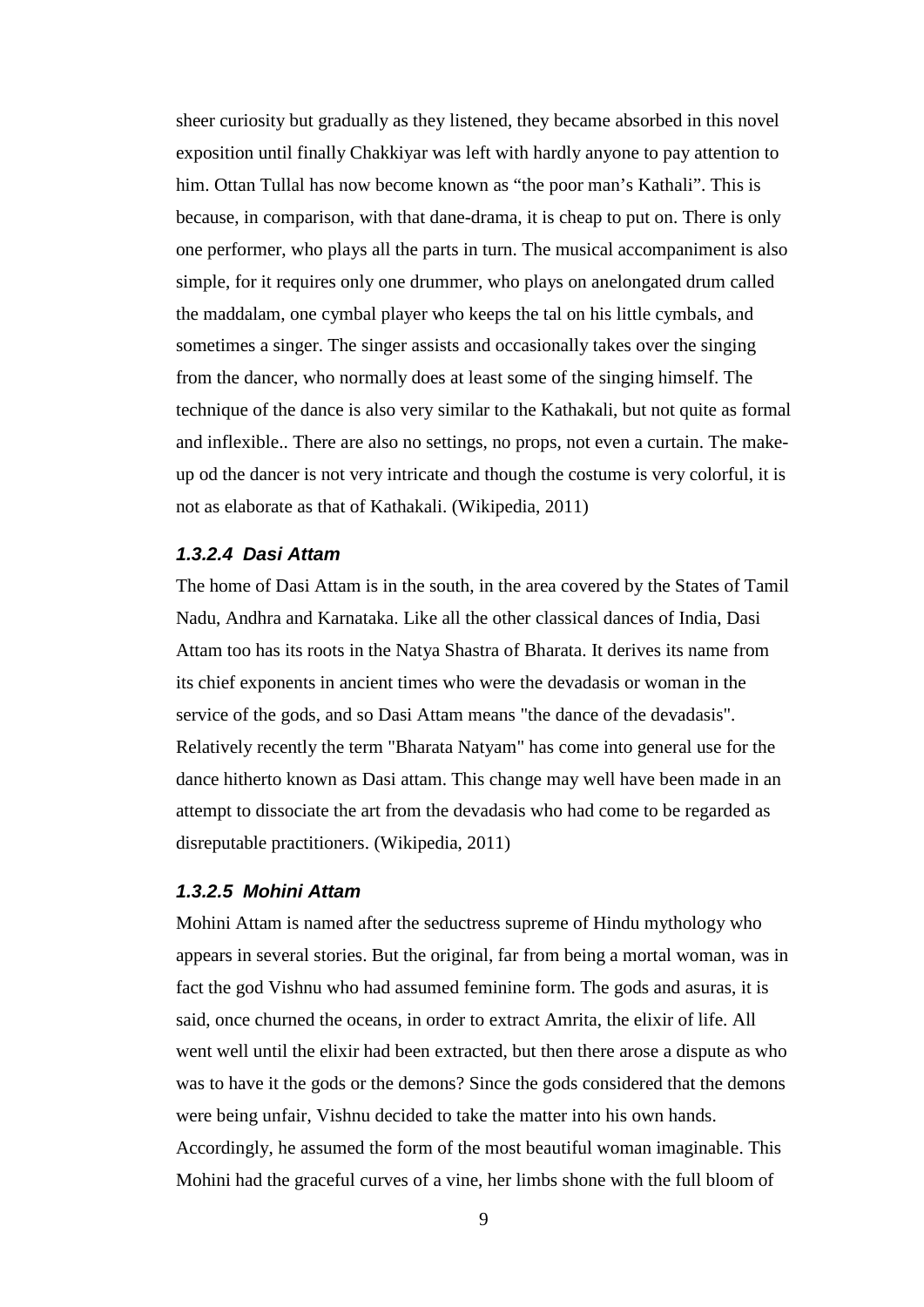sheer curiosity but gradually as they listened, they became absorbed in this novel exposition until finally Chakkiyar was left with hardly anyone to pay attention to him. Ottan Tullal has now become known as “the poor man’s Kathali”. This is because, in comparison, with that dane-drama, it is cheap to put on. There is only one performer, who plays all the parts in turn. The musical accompaniment is also simple, for it requires only one drummer, who plays on anelongated drum called the maddalam, one cymbal player who keeps the tal on his little cymbals, and sometimes a singer. The singer assists and occasionally takes over the singing from the dancer, who normally does at least some of the singing himself. The technique of the dance is also very similar to the Kathakali, but not quite as formal and inflexible.. There are also no settings, no props, not even a curtain. The make-up od the dancer is not very intricate and though the costume is very colorful, it is not as elaborate as that of Kathakali. (Wikipedia, 2011)

#### *1.3.2.4 Dasi Attam*

The home of Dasi Attam is in the south, in the area covered by the States of Tamil Nadu, Andhra and Karnataka. Like all the other classical dances of India, Dasi Attam too has its roots in the Natya Shastra of Bharata. It derives its name from its chief exponents in ancient times who were the devadasis or woman in the service of the gods, and so Dasi Attam means "the dance of the devadasis". Relatively recently the term "Bharata Natyam" has come into general use for the dance hitherto known as Dasi attam. This change may well have been made in an attempt to dissociate the art from the devadasis who had come to be regarded as disreputable practitioners. (Wikipedia, 2011)

#### *1.3.2.5 Mohini Attam*

Mohini Attam is named after the seductress supreme of Hindu mythology who appears in several stories. But the original, far from being a mortal woman, was in fact the god Vishnu who had assumed feminine form. The gods and asuras, it is said, once churned the oceans, in order to extract Amrita, the elixir of life. All went well until the elixir had been extracted, but then there arose a dispute as who was to have it the gods or the demons? Since the gods considered that the demons were being unfair, Vishnu decided to take the matter into his own hands. Accordingly, he assumed the form of the most beautiful woman imaginable. This Mohini had the graceful curves of a vine, her limbs shone with the full bloom of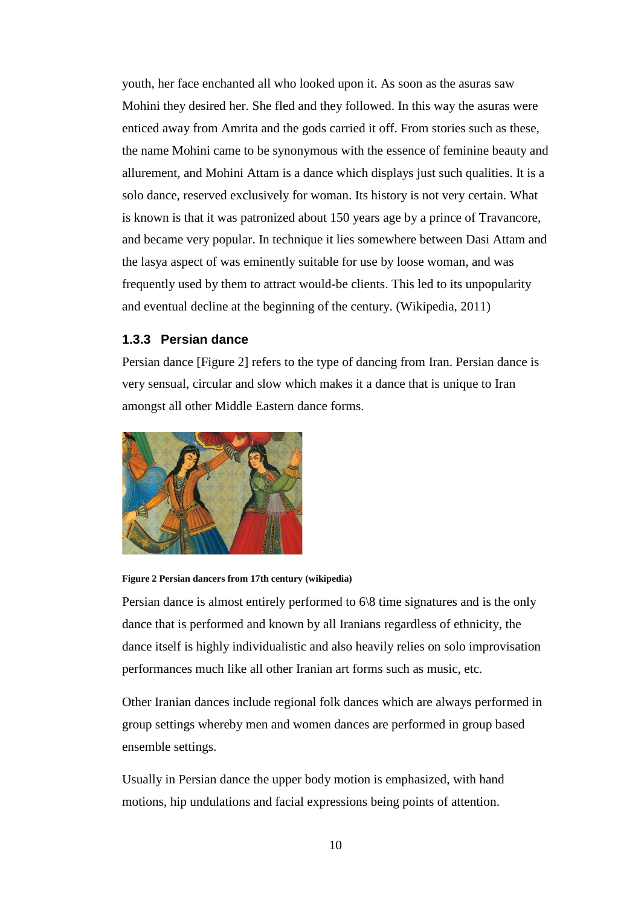youth, her face enchanted all who looked upon it. As soon as the asuras saw Mohini they desired her. She fled and they followed. In this way the asuras were enticed away from Amrita and the gods carried it off. From stories such as these, the name Mohini came to be synonymous with the essence of feminine beauty and allurement, and Mohini Attam is a dance which displays just such qualities. It is a solo dance, reserved exclusively for woman. Its history is not very certain. What is known is that it was patronized about 150 years age by a prince of Travancore, and became very popular. In technique it lies somewhere between Dasi Attam and the lasya aspect of was eminently suitable for use by loose woman, and was frequently used by them to attract would-be clients. This led to its unpopularity and eventual decline at the beginning of the century. (Wikipedia, 2011)

### 1.3.3 Persian dance

Persian dance [Figure 2] refers to the type of dancing from Iran. Persian dance is very sensual, circular and slow which makes it a dance that is unique to Iran amongst all other Middle Eastern dance forms.

**Figure 2 Persian dancers from 17th century (wikipedia)**

Persian dance is almost entirely performed to 6\8 time signatures and is the only dance that is performed and known by all Iranians regardless of ethnicity, the dance itself is highly individualistic and also heavily relies on solo improvisation performances much like all other Iranian art forms such as music, etc.

Other Iranian dances include regional folk dances which are always performed in group settings whereby men and women dances are performed in group based ensemble settings.

Usually in Persian dance the upper body motion is emphasized, with hand motions, hip undulations and facial expressions being points of attention.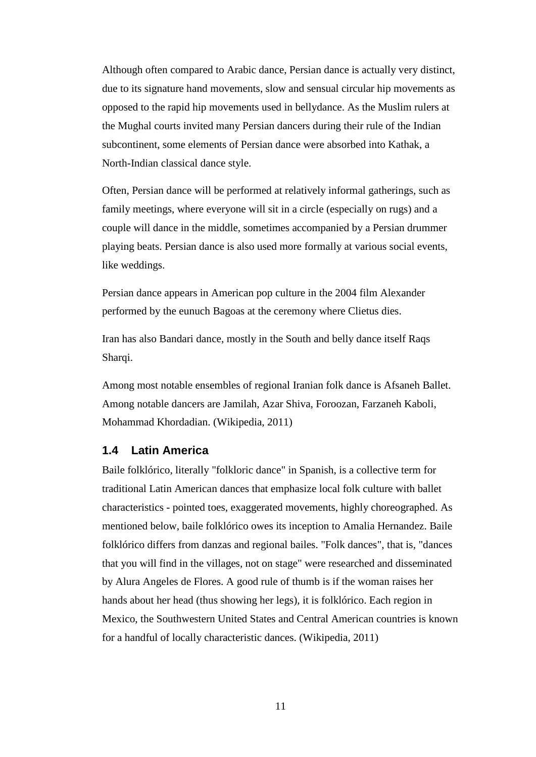Although often compared to Arabic dance, Persian dance is actually very distinct, due to its signature hand movements, slow and sensual circular hip movements as opposed to the rapid hip movements used in bellydance. As the Muslim rulers at the Mughal courts invited many Persian dancers during their rule of the Indian subcontinent, some elements of Persian dance were absorbed into Kathak, a North-Indian classical dance style.

Often, Persian dance will be performed at relatively informal gatherings, such as family meetings, where everyone will sit in a circle (especially on rugs) and a couple will dance in the middle, sometimes accompanied by a Persian drummer playing beats. Persian dance is also used more formally at various social events, like weddings.

Persian dance appears in American pop culture in the 2004 film Alexander performed by the eunuch Bagoas at the ceremony where Clietus dies.

Iran has also Bandari dance, mostly in the South and belly dance itself Raqs Sharqi.

Among most notable ensembles of regional Iranian folk dance is Afsaneh Ballet. Among notable dancers are Jamilah, Azar Shiva, Foroozan, Farzaneh Kaboli, Mohammad Khordadian. (Wikipedia, 2011)

### 1.4 Latin America

Baile folklórico, literally "folkloric dance" in Spanish, is a collective term for traditional Latin American dances that emphasize local folk culture with ballet characteristics - pointed toes, exaggerated movements, highly choreographed. As mentioned below, baile folklórico owes its inception to Amalia Hernandez. Baile folklórico differs from danzas and regional bailes. "Folk dances", that is, "dances that you will find in the villages, not on stage" were researched and disseminated by Alura Angeles de Flores. A good rule of thumb is if the woman raises her hands about her head (thus showing her legs), it is folklórico. Each region in Mexico, the Southwestern United States and Central American countries is known for a handful of locally characteristic dances. (Wikipedia, 2011)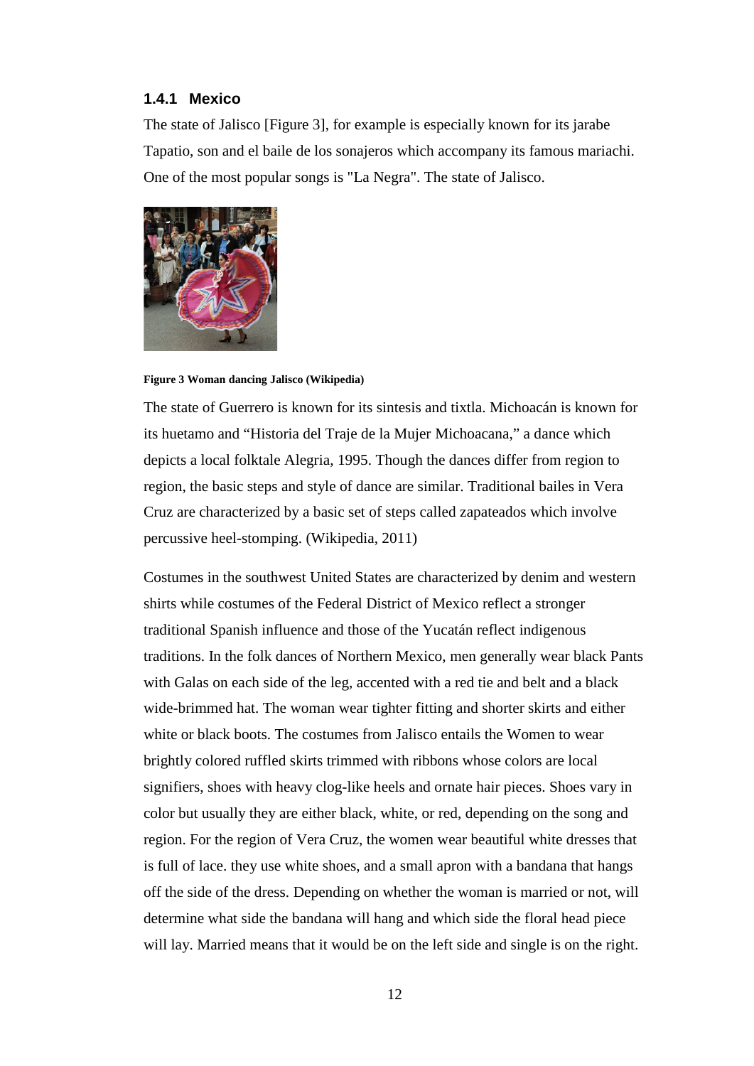### 1.4.1 Mexico

The state of Jalisco [Figure 3], for example is especially known for its jarabe Tapatio, son and el baile de los sonajeros which accompany its famous mariachi. One of the most popular songs is "La Negra". The state of Jalisco.

**Figure 3 Woman dancing Jalisco (Wikipedia)**

The state of Guerrero is known for its sintesis and tixtla. Michoacán is known for its huetamo and "Historia del Traje de la Mujer Michoacana," a dance which depicts a local folktale Alegria, 1995. Though the dances differ from region to region, the basic steps and style of dance are similar. Traditional bailes in Vera Cruz are characterized by a basic set of steps called zapateados which involve percussive heel-stomping. (Wikipedia, 2011)

Costumes in the southwest United States are characterized by denim and western shirts while costumes of the Federal District of Mexico reflect a stronger traditional Spanish influence and those of the Yucatán reflect indigenous traditions. In the folk dances of Northern Mexico, men generally wear black Pants with Galas on each side of the leg, accented with a red tie and belt and a black wide-brimmed hat. The woman wear tighter fitting and shorter skirts and either white or black boots. The costumes from Jalisco entails the Women to wear brightly colored ruffled skirts trimmed with ribbons whose colors are local signifiers, shoes with heavy clog-like heels and ornate hair pieces. Shoes vary in color but usually they are either black, white, or red, depending on the song and region. For the region of Vera Cruz, the women wear beautiful white dresses that is full of lace. they use white shoes, and a small apron with a bandana that hangs off the side of the dress. Depending on whether the woman is married or not, will determine what side the bandana will hang and which side the floral head piece will lay. Married means that it would be on the left side and single is on the right.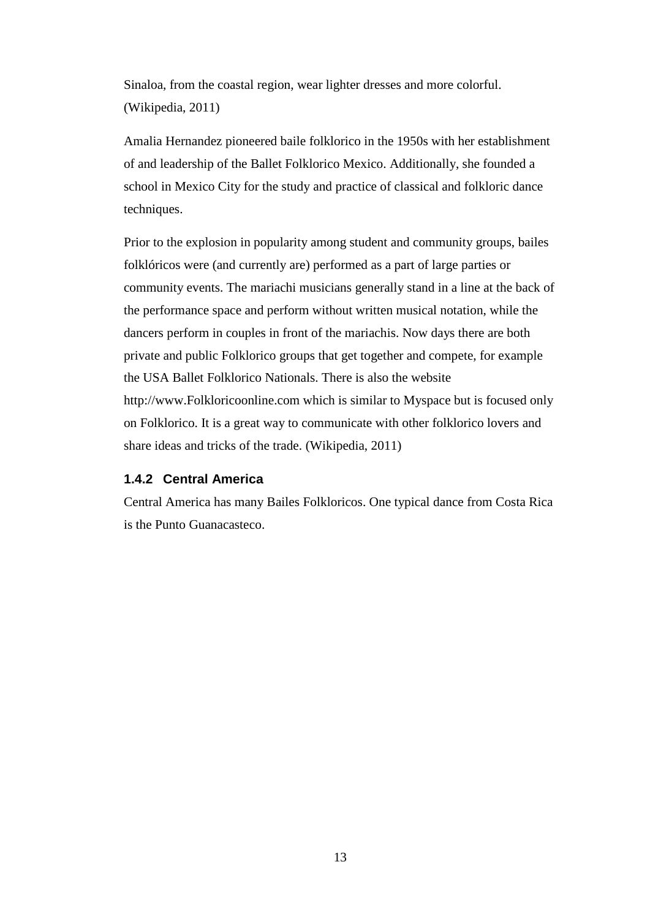Sinaloa, from the coastal region, wear lighter dresses and more colorful. (Wikipedia, 2011)

Amalia Hernandez pioneered baile folklorico in the 1950s with her establishment of and leadership of the Ballet Folklorico Mexico. Additionally, she founded a school in Mexico City for the study and practice of classical and folkloric dance techniques.

Prior to the explosion in popularity among student and community groups, bailes folklóricos were (and currently are) performed as a part of large parties or community events. The mariachi musicians generally stand in a line at the back of the performance space and perform without written musical notation, while the dancers perform in couples in front of the mariachis. Now days there are both private and public Folklorico groups that get together and compete, for example the USA Ballet Folklorico Nationals. There is also the website http://www.Folkloricoonline.com which is similar to Myspace but is focused only on Folklorico. It is a great way to communicate with other folklorico lovers and share ideas and tricks of the trade. (Wikipedia, 2011)

### 1.4.2 Central America

Central America has many Bailes Folkloricos. One typical dance from Costa Rica is the Punto Guanacasteco.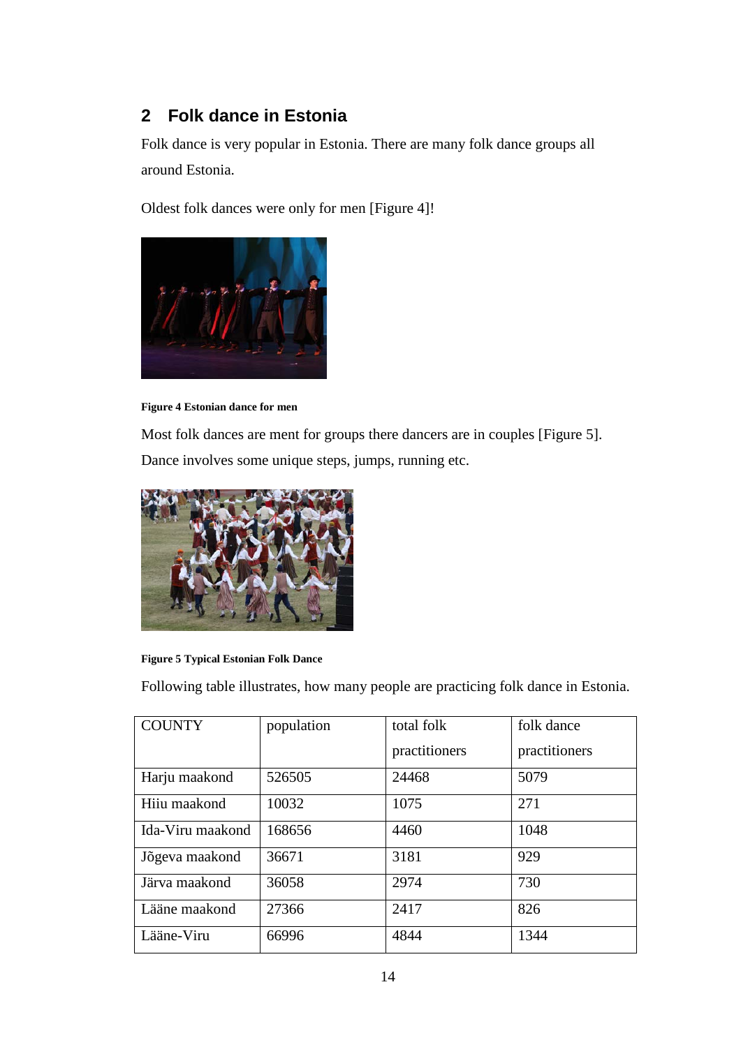## 2 Folk dance in Estonia

Folk dance is very popular in Estonia. There are many folk dance groups all around Estonia.

Oldest folk dances were only for men [Figure 4]!

**Figure 4 Estonian dance for men**

Most folk dances are ment for groups there dancers are in couples [Figure 5]. Dance involves some unique steps, jumps, running etc.

**Figure 5 Typical Estonian Folk Dance**

Following table illustrates, how many people are practicing folk dance in Estonia.

| COUNTY | population | total folk practitioners | folk dance practitioners |
| --- | --- | --- | --- |
| Harju maakond | 526505 | 24468 | 5079 |
| Hiiu maakond | 10032 | 1075 | 271 |
| Ida-Viru maakond | 168656 | 4460 | 1048 |
| Jõgeva maakond | 36671 | 3181 | 929 |
| Järva maakond | 36058 | 2974 | 730 |
| Lääne maakond | 27366 | 2417 | 826 |
| Lääne-Viru | 66996 | 4844 | 1344 |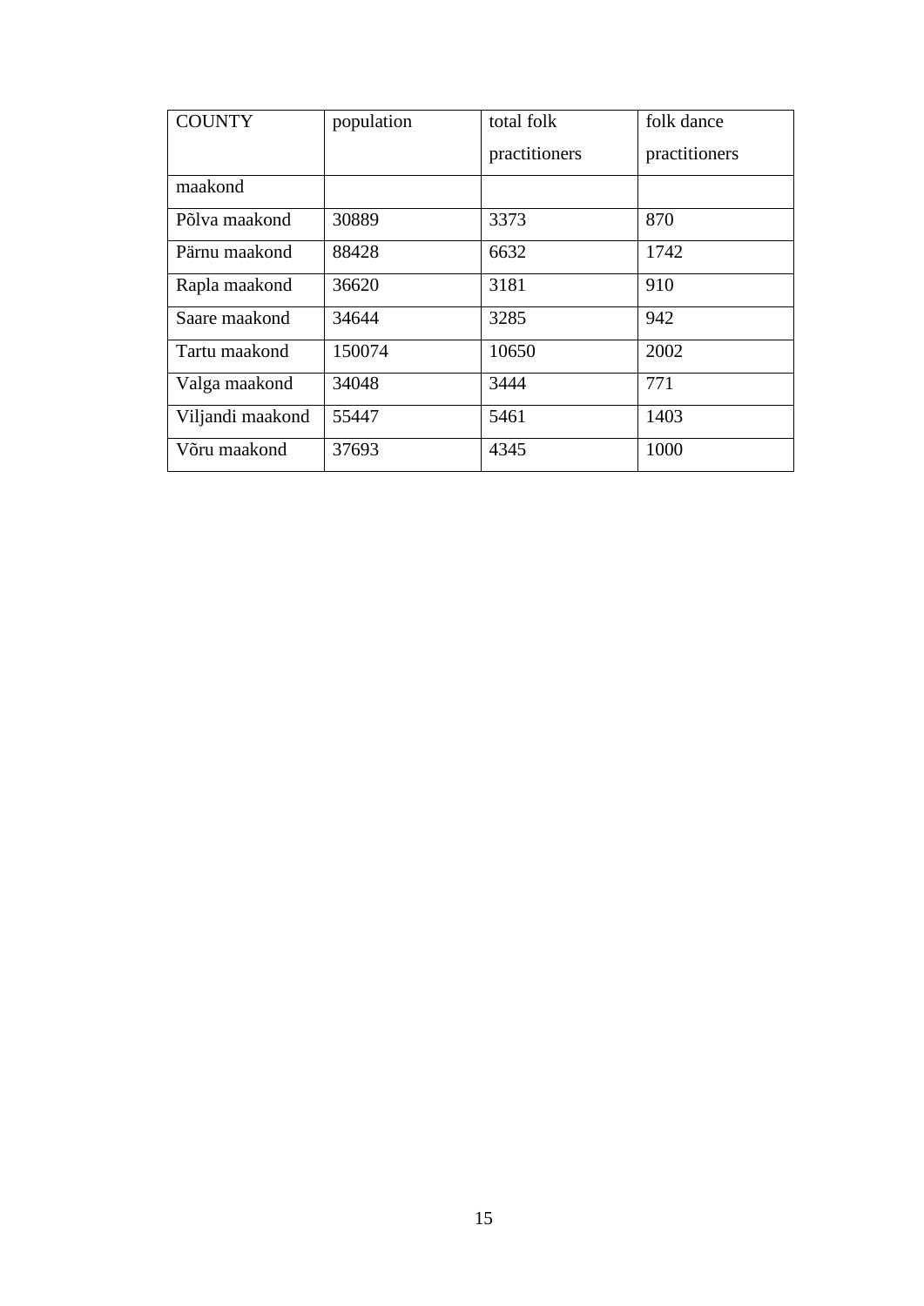| COUNTY | population | total folk practitioners | folk dance practitioners |
|---|---|---|---|
| maakond | | | |
| Põlva maakond | 30889 | 3373 | 870 |
| Pärnu maakond | 88428 | 6632 | 1742 |
| Rapla maakond | 36620 | 3181 | 910 |
| Saare maakond | 34644 | 3285 | 942 |
| Tartu maakond | 150074 | 10650 | 2002 |
| Valga maakond | 34048 | 3444 | 771 |
| Viljandi maakond | 55447 | 5461 | 1403 |
| Võru maakond | 37693 | 4345 | 1000 |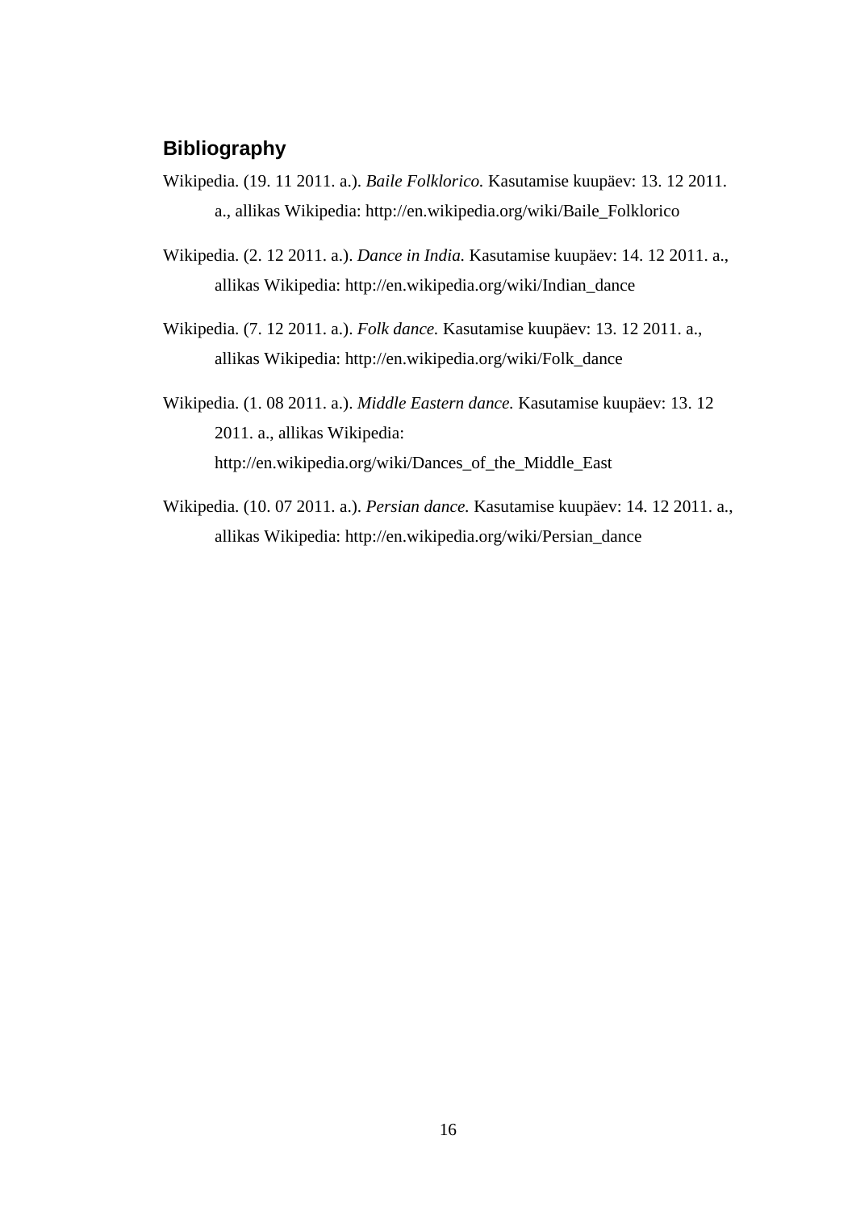## Bibliography

Wikipedia. (19. 11 2011. a.). *Baile Folklorico.* Kasutamise kuupäev: 13. 12 2011. a., allikas Wikipedia: http://en.wikipedia.org/wiki/Baile_Folklorico

Wikipedia. (2. 12 2011. a.). *Dance in India.* Kasutamise kuupäev: 14. 12 2011. a., allikas Wikipedia: http://en.wikipedia.org/wiki/Indian_dance

Wikipedia. (7. 12 2011. a.). *Folk dance.* Kasutamise kuupäev: 13. 12 2011. a., allikas Wikipedia: http://en.wikipedia.org/wiki/Folk_dance

Wikipedia. (1. 08 2011. a.). *Middle Eastern dance.* Kasutamise kuupäev: 13. 12 2011. a., allikas Wikipedia: http://en.wikipedia.org/wiki/Dances_of_the_Middle_East

Wikipedia. (10. 07 2011. a.). *Persian dance.* Kasutamise kuupäev: 14. 12 2011. a., allikas Wikipedia: http://en.wikipedia.org/wiki/Persian_dance